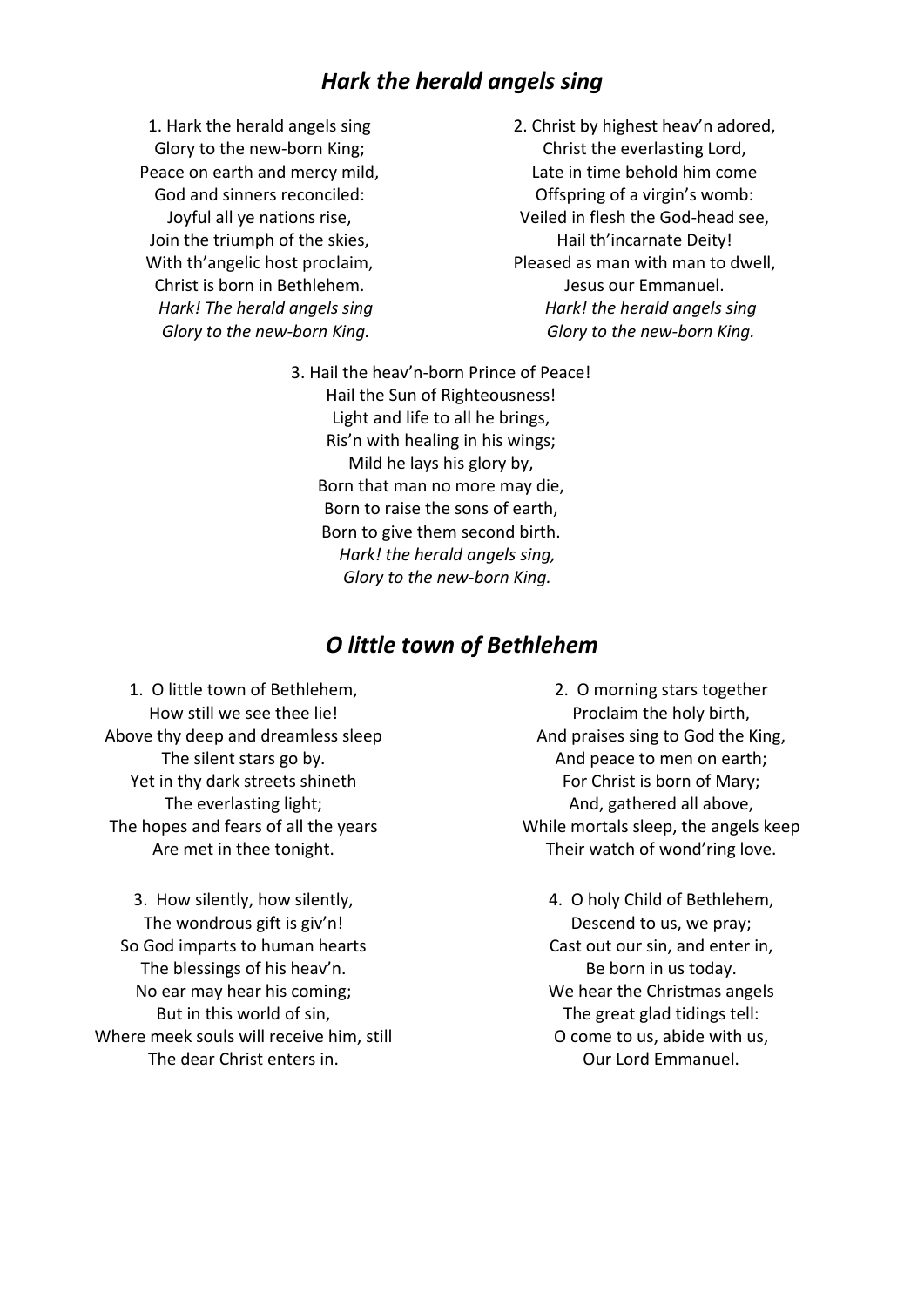## *Hark the herald angels sing*

1. Hark the herald angels sing
Glory to the new-born King;
Peace on earth and mercy mild,
God and sinners reconciled:
Joyful all ye nations rise,
Join the triumph of the skies,
With th'angelic host proclaim,
Christ is born in Bethlehem.
*Hark! The herald angels sing*
*Glory to the new-born King.*

2. Christ by highest heav'n adored,
Christ the everlasting Lord,
Late in time behold him come
Offspring of a virgin's womb:
Veiled in flesh the God-head see,
Hail th'incarnate Deity!
Pleased as man with man to dwell,
Jesus our Emmanuel.
*Hark! the herald angels sing*
*Glory to the new-born King.*

3. Hail the heav'n-born Prince of Peace!
Hail the Sun of Righteousness!
Light and life to all he brings,
Ris'n with healing in his wings;
Mild he lays his glory by,
Born that man no more may die,
Born to raise the sons of earth,
Born to give them second birth.
*Hark! the herald angels sing,*
*Glory to the new-born King.*

## *O little town of Bethlehem*

1. O little town of Bethlehem,
How still we see thee lie!
Above thy deep and dreamless sleep
The silent stars go by.
Yet in thy dark streets shineth
The everlasting light;
The hopes and fears of all the years
Are met in thee tonight.

2. O morning stars together
Proclaim the holy birth,
And praises sing to God the King,
And peace to men on earth;
For Christ is born of Mary;
And, gathered all above,
While mortals sleep, the angels keep
Their watch of wond'ring love.

3. How silently, how silently,
The wondrous gift is giv'n!
So God imparts to human hearts
The blessings of his heav'n.
No ear may hear his coming;
But in this world of sin,
Where meek souls will receive him, still
The dear Christ enters in.

4. O holy Child of Bethlehem,
Descend to us, we pray;
Cast out our sin, and enter in,
Be born in us today.
We hear the Christmas angels
The great glad tidings tell:
O come to us, abide with us,
Our Lord Emmanuel.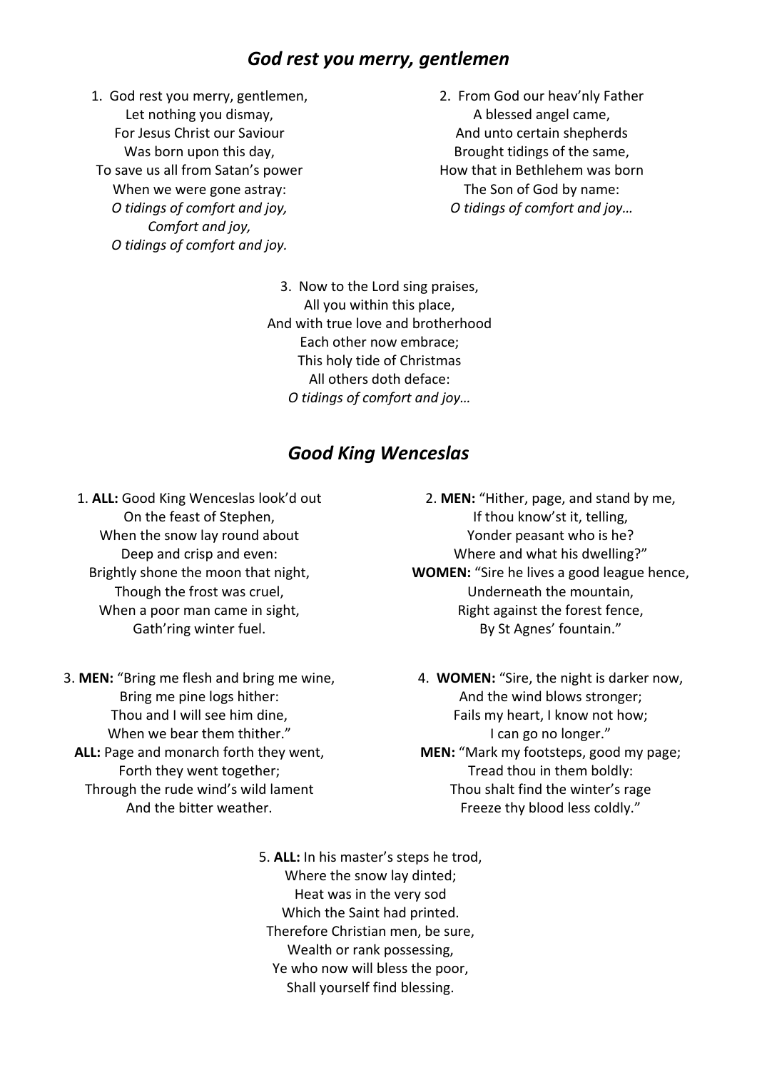## *God rest you merry, gentlemen*

1. God rest you merry, gentlemen,
Let nothing you dismay,
For Jesus Christ our Saviour
Was born upon this day,
To save us all from Satan's power
When we were gone astray:
*O tidings of comfort and joy,*
*Comfort and joy,*
*O tidings of comfort and joy.*

2. From God our heav'nly Father
A blessed angel came,
And unto certain shepherds
Brought tidings of the same,
How that in Bethlehem was born
The Son of God by name:
*O tidings of comfort and joy…*

3. Now to the Lord sing praises,
All you within this place,
And with true love and brotherhood
Each other now embrace;
This holy tide of Christmas
All others doth deface:
*O tidings of comfort and joy…*

## *Good King Wenceslas*

1. **ALL:** Good King Wenceslas look'd out
On the feast of Stephen,
When the snow lay round about
Deep and crisp and even:
Brightly shone the moon that night,
Though the frost was cruel,
When a poor man came in sight,
Gath'ring winter fuel.

2. **MEN:** "Hither, page, and stand by me,
If thou know'st it, telling,
Yonder peasant who is he?
Where and what his dwelling?"
**WOMEN:** "Sire he lives a good league hence,
Underneath the mountain,
Right against the forest fence,
By St Agnes' fountain."

3. **MEN:** "Bring me flesh and bring me wine,
Bring me pine logs hither:
Thou and I will see him dine,
When we bear them thither."
**ALL:** Page and monarch forth they went,
Forth they went together;
Through the rude wind's wild lament
And the bitter weather.

4. **WOMEN:** "Sire, the night is darker now,
And the wind blows stronger;
Fails my heart, I know not how;
I can go no longer."
**MEN:** "Mark my footsteps, good my page;
Tread thou in them boldly:
Thou shalt find the winter's rage
Freeze thy blood less coldly."

5. **ALL:** In his master's steps he trod,
Where the snow lay dinted;
Heat was in the very sod
Which the Saint had printed.
Therefore Christian men, be sure,
Wealth or rank possessing,
Ye who now will bless the poor,
Shall yourself find blessing.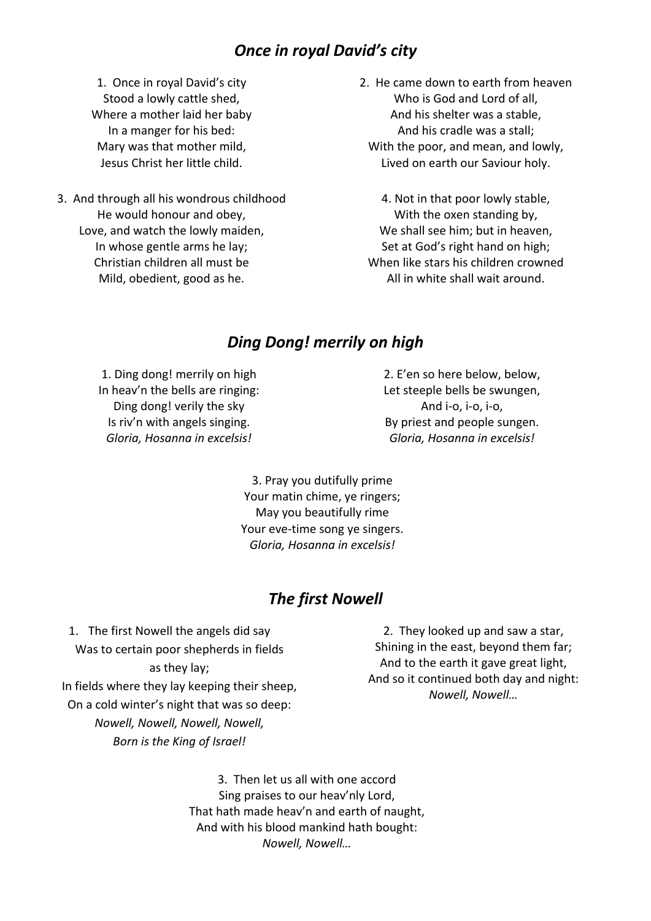## *Once in royal David's city*

1. Once in royal David's city
Stood a lowly cattle shed,
Where a mother laid her baby
In a manger for his bed:
Mary was that mother mild,
Jesus Christ her little child.

2. He came down to earth from heaven
Who is God and Lord of all,
And his shelter was a stable,
And his cradle was a stall;
With the poor, and mean, and lowly,
Lived on earth our Saviour holy.

3. And through all his wondrous childhood
He would honour and obey,
Love, and watch the lowly maiden,
In whose gentle arms he lay;
Christian children all must be
Mild, obedient, good as he.

4. Not in that poor lowly stable,
With the oxen standing by,
We shall see him; but in heaven,
Set at God's right hand on high;
When like stars his children crowned
All in white shall wait around.

## *Ding Dong! merrily on high*

1. Ding dong! merrily on high
In heav'n the bells are ringing:
Ding dong! verily the sky
Is riv'n with angels singing.
*Gloria, Hosanna in excelsis!*

2. E'en so here below, below,
Let steeple bells be swungen,
And i-o, i-o, i-o,
By priest and people sungen.
*Gloria, Hosanna in excelsis!*

3. Pray you dutifully prime
Your matin chime, ye ringers;
May you beautifully rime
Your eve-time song ye singers.
*Gloria, Hosanna in excelsis!*

## *The first Nowell*

1. The first Nowell the angels did say
Was to certain poor shepherds in fields
as they lay;
In fields where they lay keeping their sheep,
On a cold winter's night that was so deep:
*Nowell, Nowell, Nowell, Nowell,*
*Born is the King of Israel!*

2. They looked up and saw a star,
Shining in the east, beyond them far;
And to the earth it gave great light,
And so it continued both day and night:
*Nowell, Nowell…*

3. Then let us all with one accord
Sing praises to our heav'nly Lord,
That hath made heav'n and earth of naught,
And with his blood mankind hath bought:
*Nowell, Nowell…*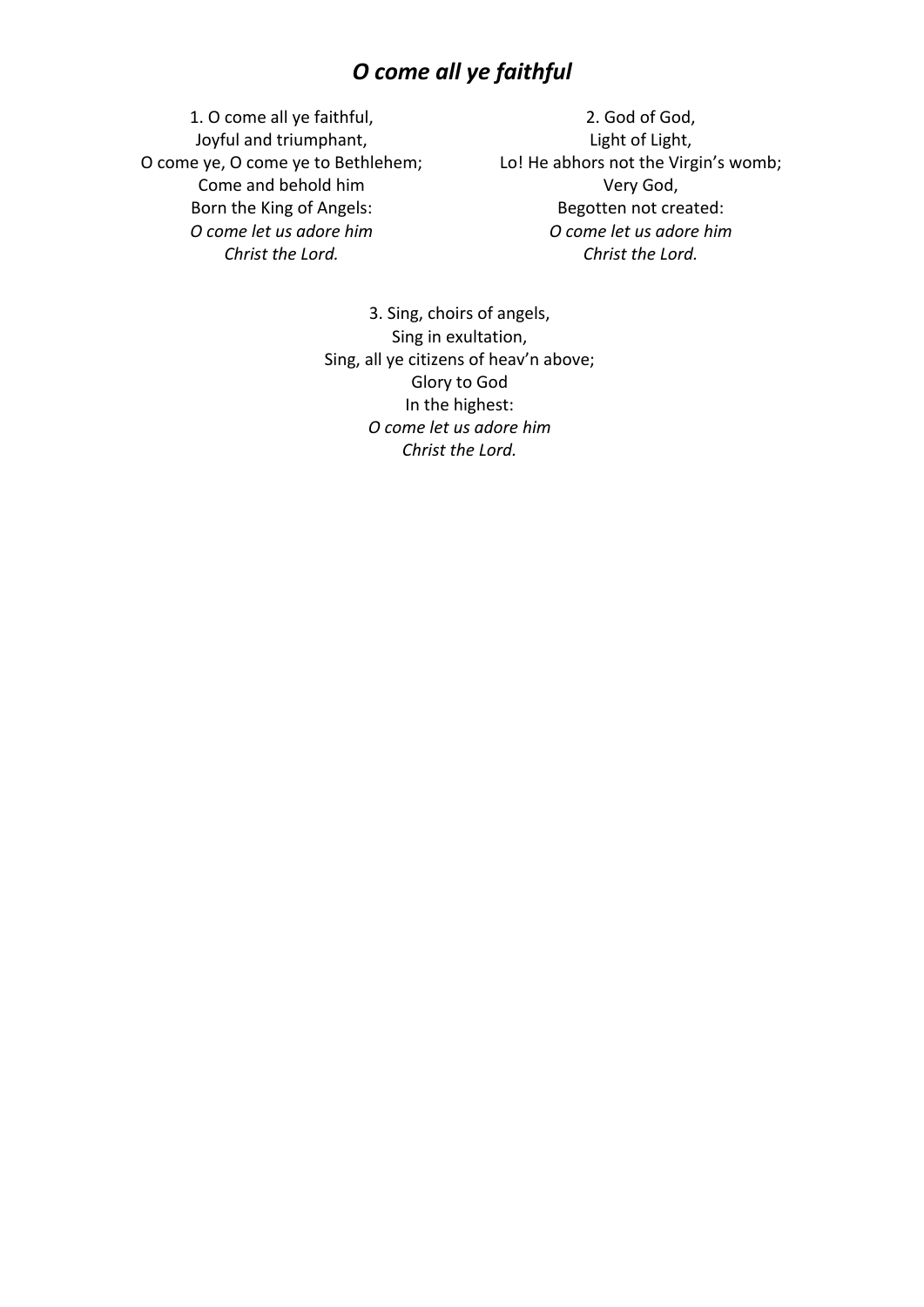## *O come all ye faithful*

1. O come all ye faithful,
Joyful and triumphant,
O come ye, O come ye to Bethlehem;
Come and behold him
Born the King of Angels:
*O come let us adore him*
*Christ the Lord.*

2. God of God,
Light of Light,
Lo! He abhors not the Virgin's womb;
Very God,
Begotten not created:
*O come let us adore him*
*Christ the Lord.*

3. Sing, choirs of angels,
Sing in exultation,
Sing, all ye citizens of heav'n above;
Glory to God
In the highest:
*O come let us adore him*
*Christ the Lord.*